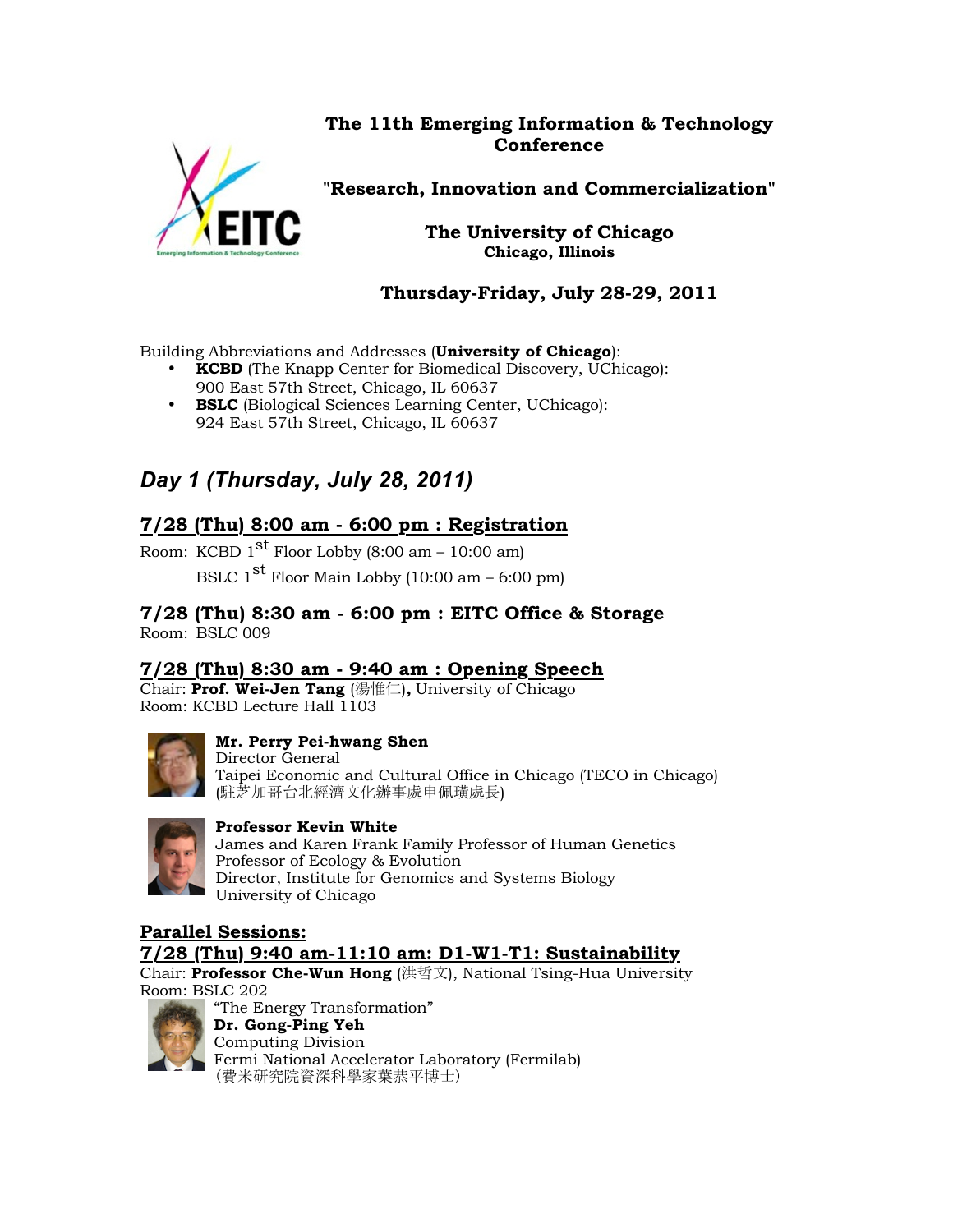# The 11th Emerging Information & Technology Conference

## "Research, Innovation and Commercialization"

**The University of Chicago**
**Chicago, Illinois**

**Thursday-Friday, July 28-29, 2011**

Building Abbreviations and Addresses (**University of Chicago**):

- **KCBD** (The Knapp Center for Biomedical Discovery, UChicago): 900 East 57th Street, Chicago, IL 60637
- **BSLC** (Biological Sciences Learning Center, UChicago): 924 East 57th Street, Chicago, IL 60637

## *Day 1 (Thursday, July 28, 2011)*

### 7/28 (Thu) 8:00 am - 6:00 pm : Registration

Room: KCBD 1st Floor Lobby (8:00 am – 10:00 am)
BSLC 1st Floor Main Lobby (10:00 am – 6:00 pm)

### 7/28 (Thu) 8:30 am - 6:00 pm : EITC Office & Storage

Room: BSLC 009

### 7/28 (Thu) 8:30 am - 9:40 am : Opening Speech

Chair: **Prof. Wei-Jen Tang** (湯惟仁)**,** University of Chicago
Room: KCBD Lecture Hall 1103

**Mr. Perry Pei-hwang Shen**
Director General
Taipei Economic and Cultural Office in Chicago (TECO in Chicago)
(駐芝加哥台北經濟文化辦事處申佩璜處長)

**Professor Kevin White**
James and Karen Frank Family Professor of Human Genetics
Professor of Ecology & Evolution
Director, Institute for Genomics and Systems Biology
University of Chicago

### Parallel Sessions:

### 7/28 (Thu) 9:40 am-11:10 am: D1-W1-T1: Sustainability

Chair: **Professor Che-Wun Hong** (洪哲文), National Tsing-Hua University
Room: BSLC 202

"The Energy Transformation"
**Dr. Gong-Ping Yeh**
Computing Division
Fermi National Accelerator Laboratory (Fermilab)
(費米研究院資深科學家葉恭平博士)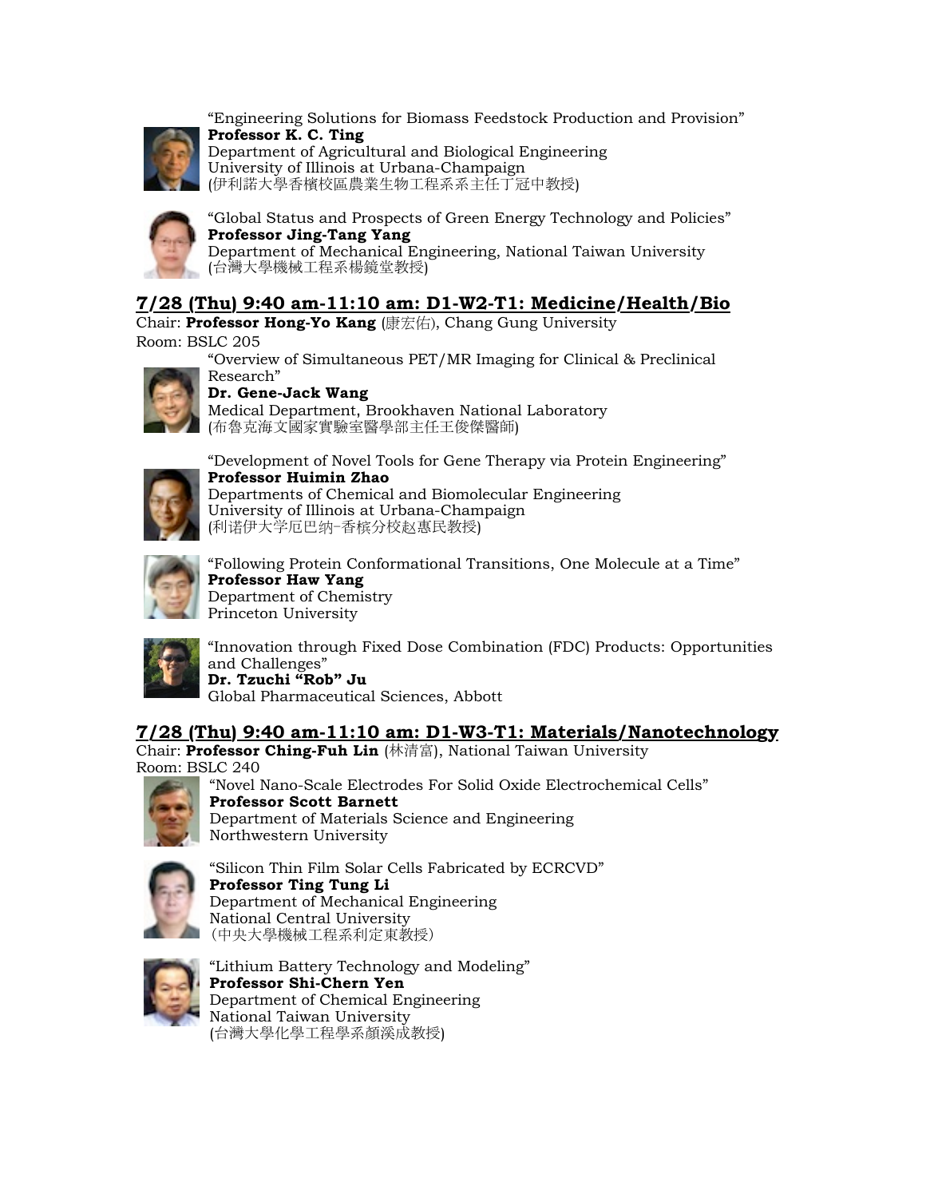"Engineering Solutions for Biomass Feedstock Production and Provision"
**Professor K. C. Ting**
Department of Agricultural and Biological Engineering
University of Illinois at Urbana-Champaign
(伊利諾大學香檳校區農業生物工程系系主任丁冠中教授)

"Global Status and Prospects of Green Energy Technology and Policies"
**Professor Jing-Tang Yang**
Department of Mechanical Engineering, National Taiwan University
(台灣大學機械工程系楊鏡堂教授)

## 7/28 (Thu) 9:40 am-11:10 am: D1-W2-T1: Medicine/Health/Bio

Chair: **Professor Hong-Yo Kang** (康宏佑), Chang Gung University
Room: BSLC 205

"Overview of Simultaneous PET/MR Imaging for Clinical & Preclinical Research"
**Dr. Gene-Jack Wang**
Medical Department, Brookhaven National Laboratory
(布魯克海文國家實驗室醫學部主任王俊傑醫師)

"Development of Novel Tools for Gene Therapy via Protein Engineering"
**Professor Huimin Zhao**
Departments of Chemical and Biomolecular Engineering
University of Illinois at Urbana-Champaign
(利诺伊大学厄巴纳-香槟分校赵惠民教授)

"Following Protein Conformational Transitions, One Molecule at a Time"
**Professor Haw Yang**
Department of Chemistry
Princeton University

"Innovation through Fixed Dose Combination (FDC) Products: Opportunities and Challenges"
**Dr. Tzuchi "Rob" Ju**
Global Pharmaceutical Sciences, Abbott

## 7/28 (Thu) 9:40 am-11:10 am: D1-W3-T1: Materials/Nanotechnology

Chair: **Professor Ching-Fuh Lin** (林清富), National Taiwan University
Room: BSLC 240

"Novel Nano-Scale Electrodes For Solid Oxide Electrochemical Cells"
**Professor Scott Barnett**
Department of Materials Science and Engineering
Northwestern University

"Silicon Thin Film Solar Cells Fabricated by ECRCVD"
**Professor Ting Tung Li**
Department of Mechanical Engineering
National Central University
（中央大學機械工程系利定東教授）

"Lithium Battery Technology and Modeling"
**Professor Shi-Chern Yen**
Department of Chemical Engineering
National Taiwan University
(台灣大學化學工程學系顏溪成教授)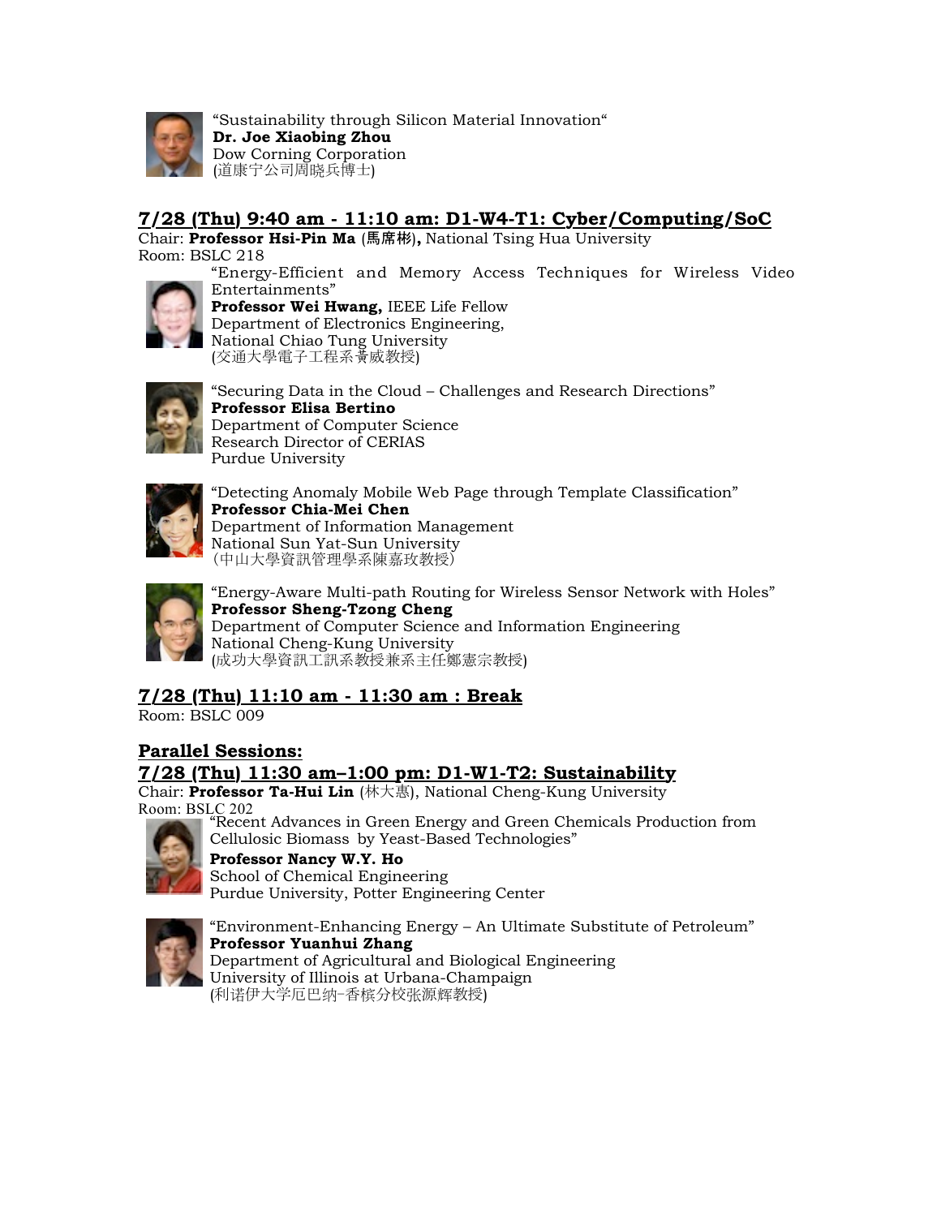"Sustainability through Silicon Material Innovation"
**Dr. Joe Xiaobing Zhou**
Dow Corning Corporation
(道康宁公司周晓兵博士)

## 7/28 (Thu) 9:40 am - 11:10 am: D1-W4-T1: Cyber/Computing/SoC

Chair: **Professor Hsi-Pin Ma** (馬席彬)**,** National Tsing Hua University
Room: BSLC 218

"Energy-Efficient and Memory Access Techniques for Wireless Video Entertainments"
**Professor Wei Hwang,** IEEE Life Fellow
Department of Electronics Engineering,
National Chiao Tung University
(交通大學電子工程系黃威教授)

"Securing Data in the Cloud – Challenges and Research Directions"
**Professor Elisa Bertino**
Department of Computer Science
Research Director of CERIAS
Purdue University

"Detecting Anomaly Mobile Web Page through Template Classification"
**Professor Chia-Mei Chen**
Department of Information Management
National Sun Yat-Sun University
(中山大學資訊管理學系陳嘉玫教授)

"Energy-Aware Multi-path Routing for Wireless Sensor Network with Holes"
**Professor Sheng-Tzong Cheng**
Department of Computer Science and Information Engineering
National Cheng-Kung University
(成功大學資訊工訊系教授兼系主任鄭憲宗教授)

## 7/28 (Thu) 11:10 am - 11:30 am : Break

Room: BSLC 009

## Parallel Sessions:

## 7/28 (Thu) 11:30 am–1:00 pm: D1-W1-T2: Sustainability

Chair: **Professor Ta-Hui Lin** (林大惠), National Cheng-Kung University
Room: BSLC 202

"Recent Advances in Green Energy and Green Chemicals Production from Cellulosic Biomass by Yeast-Based Technologies"
**Professor Nancy W.Y. Ho**
School of Chemical Engineering
Purdue University, Potter Engineering Center

"Environment-Enhancing Energy – An Ultimate Substitute of Petroleum"
**Professor Yuanhui Zhang**
Department of Agricultural and Biological Engineering
University of Illinois at Urbana-Champaign
(利诺伊大学厄巴纳-香槟分校张源辉教授)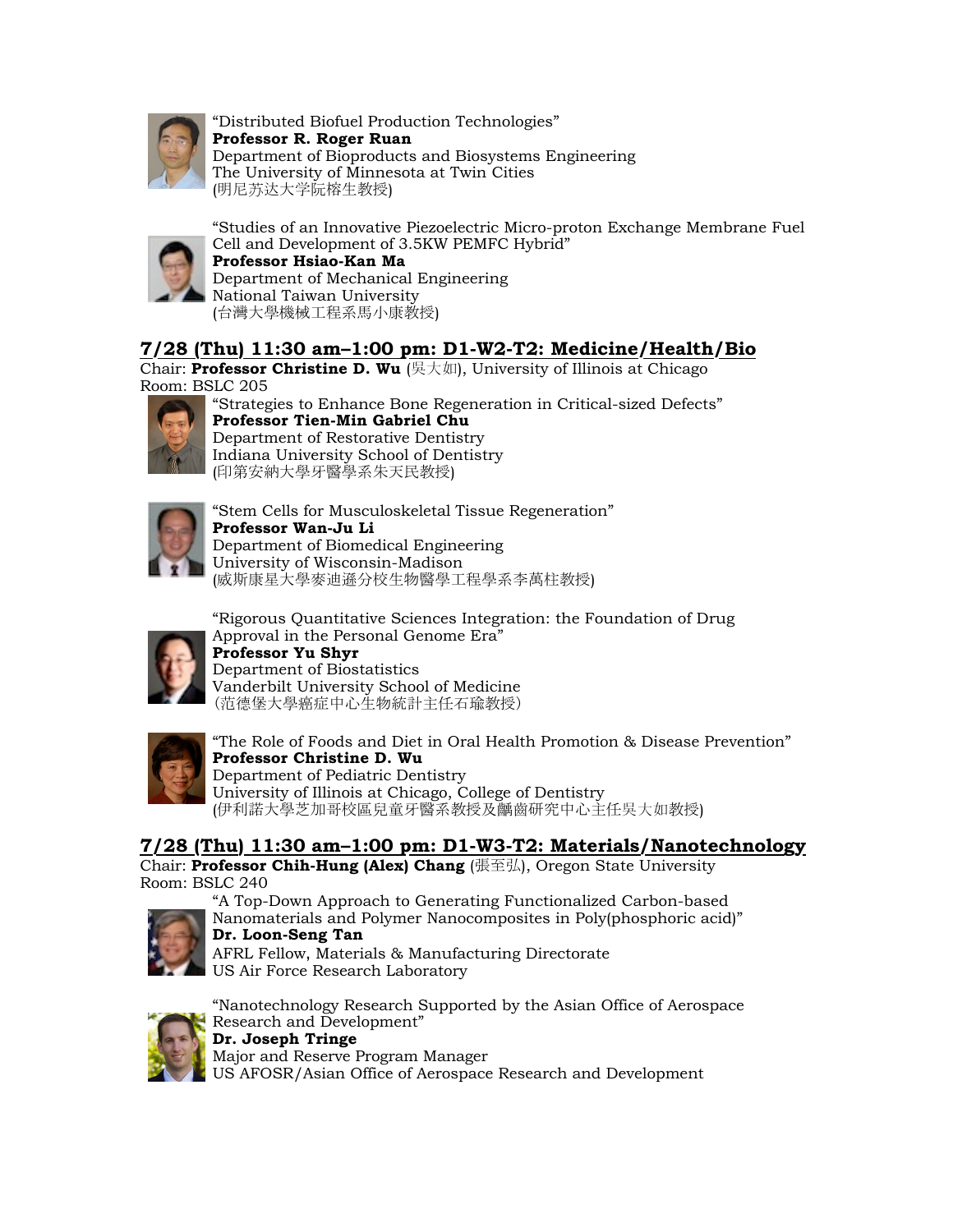"Distributed Biofuel Production Technologies"
**Professor R. Roger Ruan**
Department of Bioproducts and Biosystems Engineering
The University of Minnesota at Twin Cities
(明尼苏达大学阮榕生教授)

"Studies of an Innovative Piezoelectric Micro-proton Exchange Membrane Fuel Cell and Development of 3.5KW PEMFC Hybrid"
**Professor Hsiao-Kan Ma**
Department of Mechanical Engineering
National Taiwan University
(台灣大學機械工程系馬小康教授)

## 7/28 (Thu) 11:30 am–1:00 pm: D1-W2-T2: Medicine/Health/Bio

Chair: **Professor Christine D. Wu** (吳大如), University of Illinois at Chicago
Room: BSLC 205

"Strategies to Enhance Bone Regeneration in Critical-sized Defects"
**Professor Tien-Min Gabriel Chu**
Department of Restorative Dentistry
Indiana University School of Dentistry
(印第安納大學牙醫學系朱天民教授)

"Stem Cells for Musculoskeletal Tissue Regeneration"
**Professor Wan-Ju Li**
Department of Biomedical Engineering
University of Wisconsin-Madison
(威斯康星大學麥迪遜分校生物醫學工程學系李萬柱教授)

"Rigorous Quantitative Sciences Integration: the Foundation of Drug Approval in the Personal Genome Era"
**Professor Yu Shyr**
Department of Biostatistics
Vanderbilt University School of Medicine
(范德堡大學癌症中心生物統計主任石瑜教授)

"The Role of Foods and Diet in Oral Health Promotion & Disease Prevention"
**Professor Christine D. Wu**
Department of Pediatric Dentistry
University of Illinois at Chicago, College of Dentistry
(伊利諾大學芝加哥校區兒童牙醫系教授及齲齒研究中心主任吳大如教授)

## 7/28 (Thu) 11:30 am–1:00 pm: D1-W3-T2: Materials/Nanotechnology

Chair: **Professor Chih-Hung (Alex) Chang** (張至弘), Oregon State University
Room: BSLC 240

"A Top-Down Approach to Generating Functionalized Carbon-based Nanomaterials and Polymer Nanocomposites in Poly(phosphoric acid)"
**Dr. Loon-Seng Tan**
AFRL Fellow, Materials & Manufacturing Directorate
US Air Force Research Laboratory

"Nanotechnology Research Supported by the Asian Office of Aerospace Research and Development"
**Dr. Joseph Tringe**
Major and Reserve Program Manager
US AFOSR/Asian Office of Aerospace Research and Development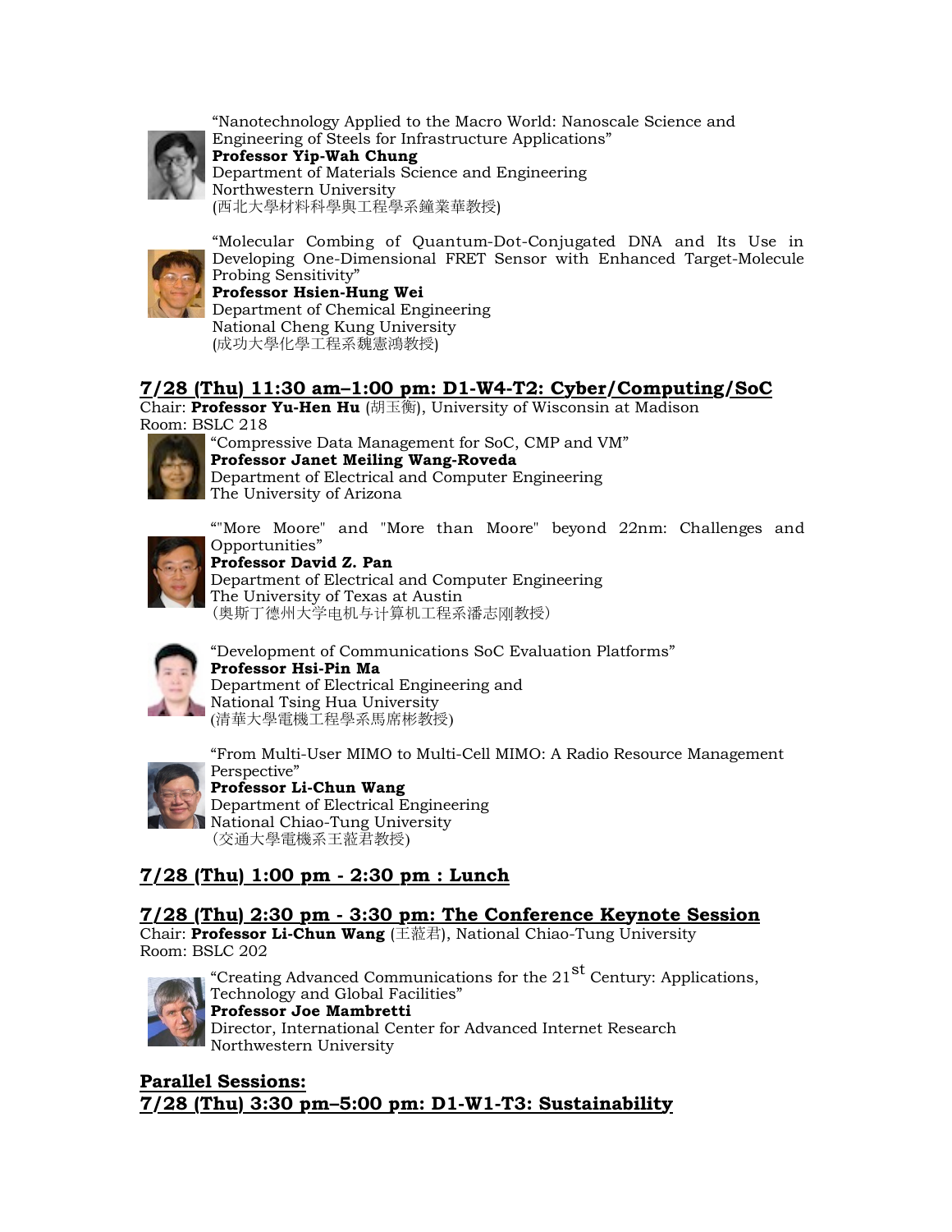"Nanotechnology Applied to the Macro World: Nanoscale Science and Engineering of Steels for Infrastructure Applications"
**Professor Yip-Wah Chung**
Department of Materials Science and Engineering
Northwestern University
(西北大學材料科學與工程學系鐘業華教授)

"Molecular Combing of Quantum-Dot-Conjugated DNA and Its Use in Developing One-Dimensional FRET Sensor with Enhanced Target-Molecule Probing Sensitivity"
**Professor Hsien-Hung Wei**
Department of Chemical Engineering
National Cheng Kung University
(成功大學化學工程系魏憲鴻教授)

## 7/28 (Thu) 11:30 am–1:00 pm: D1-W4-T2: Cyber/Computing/SoC

Chair: **Professor Yu-Hen Hu** (胡玉衡), University of Wisconsin at Madison
Room: BSLC 218

"Compressive Data Management for SoC, CMP and VM"
**Professor Janet Meiling Wang-Roveda**
Department of Electrical and Computer Engineering
The University of Arizona

""More Moore" and "More than Moore" beyond 22nm: Challenges and Opportunities"
**Professor David Z. Pan**
Department of Electrical and Computer Engineering
The University of Texas at Austin
(奥斯丁德州大学电机与计算机工程系潘志刚教授)

"Development of Communications SoC Evaluation Platforms"
**Professor Hsi-Pin Ma**
Department of Electrical Engineering and
National Tsing Hua University
(清華大學電機工程學系馬席彬教授)

"From Multi-User MIMO to Multi-Cell MIMO: A Radio Resource Management Perspective"
**Professor Li-Chun Wang**
Department of Electrical Engineering
National Chiao-Tung University
(交通大學電機系王蒞君教授)

## 7/28 (Thu) 1:00 pm - 2:30 pm : Lunch

## 7/28 (Thu) 2:30 pm - 3:30 pm: The Conference Keynote Session

Chair: **Professor Li-Chun Wang** (王蒞君), National Chiao-Tung University
Room: BSLC 202

"Creating Advanced Communications for the 21st Century: Applications, Technology and Global Facilities"
**Professor Joe Mambretti**
Director, International Center for Advanced Internet Research
Northwestern University

## Parallel Sessions:

## 7/28 (Thu) 3:30 pm–5:00 pm: D1-W1-T3: Sustainability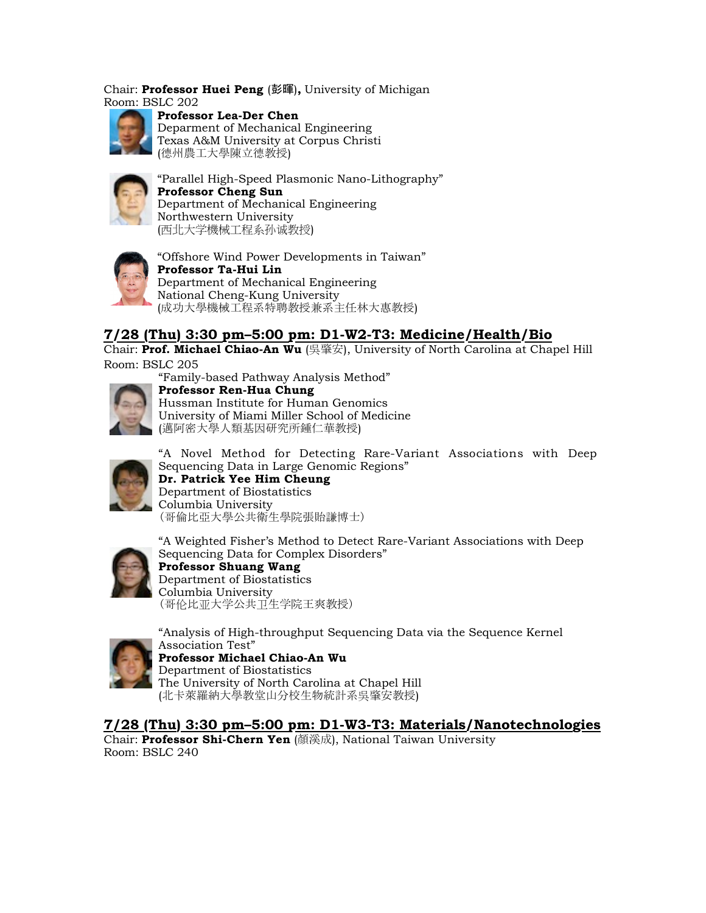Chair: **Professor Huei Peng** (彭暉)**,** University of Michigan
Room: BSLC 202

**Professor Lea-Der Chen**
Deparment of Mechanical Engineering
Texas A&M University at Corpus Christi
(德州農工大學陳立德教授)

"Parallel High-Speed Plasmonic Nano-Lithography"
**Professor Cheng Sun**
Department of Mechanical Engineering
Northwestern University
(西北大学機械工程系孙诚教授)

"Offshore Wind Power Developments in Taiwan"
**Professor Ta-Hui Lin**
Department of Mechanical Engineering
National Cheng-Kung University
(成功大學機械工程系特聘教授兼系主任林大惠教授)

## 7/28 (Thu) 3:30 pm–5:00 pm: D1-W2-T3: Medicine/Health/Bio

Chair: **Prof. Michael Chiao-An Wu** (吳肇安), University of North Carolina at Chapel Hill
Room: BSLC 205

"Family-based Pathway Analysis Method"
**Professor Ren-Hua Chung**
Hussman Institute for Human Genomics
University of Miami Miller School of Medicine
(邁阿密大學人類基因研究所鍾仁華教授)

"A Novel Method for Detecting Rare-Variant Associations with Deep Sequencing Data in Large Genomic Regions"
**Dr. Patrick Yee Him Cheung**
Department of Biostatistics
Columbia University
(哥倫比亞大學公共衛生學院張貽謙博士)

"A Weighted Fisher's Method to Detect Rare-Variant Associations with Deep Sequencing Data for Complex Disorders"
**Professor Shuang Wang**
Department of Biostatistics
Columbia University
(哥伦比亚大学公共卫生学院王爽教授)

"Analysis of High-throughput Sequencing Data via the Sequence Kernel Association Test"
**Professor Michael Chiao-An Wu**
Department of Biostatistics
The University of North Carolina at Chapel Hill
(北卡萊羅納大學教堂山分校生物統計系吳肇安教授)

## 7/28 (Thu) 3:30 pm–5:00 pm: D1-W3-T3: Materials/Nanotechnologies

Chair: **Professor Shi-Chern Yen** (顏溪成), National Taiwan University
Room: BSLC 240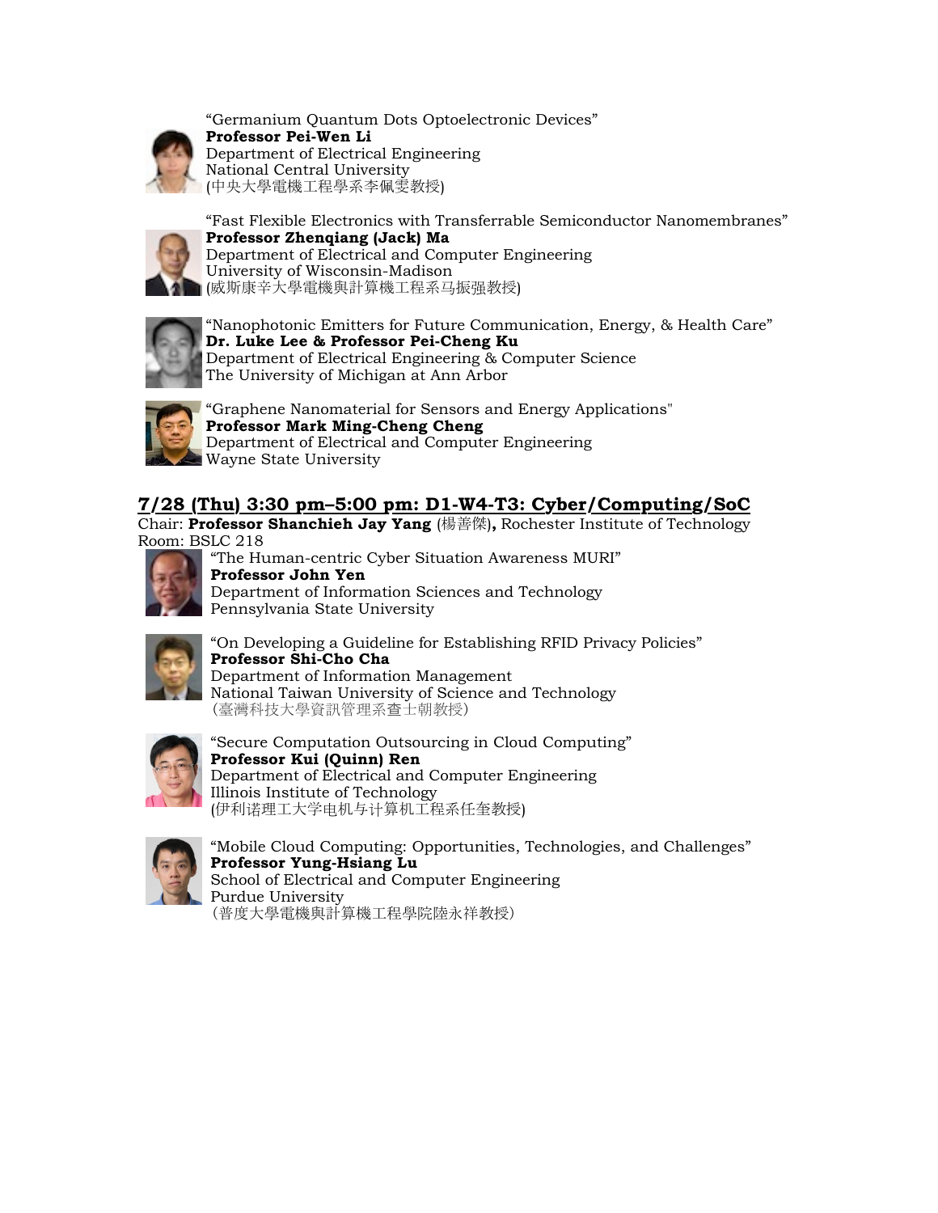"Germanium Quantum Dots Optoelectronic Devices"
**Professor Pei-Wen Li**
Department of Electrical Engineering
National Central University
(中央大學電機工程學系李佩雯教授)

"Fast Flexible Electronics with Transferrable Semiconductor Nanomembranes"
**Professor Zhenqiang (Jack) Ma**
Department of Electrical and Computer Engineering
University of Wisconsin-Madison
(威斯康辛大學電機與計算機工程系马振强教授)

"Nanophotonic Emitters for Future Communication, Energy, & Health Care"
**Dr. Luke Lee & Professor Pei-Cheng Ku**
Department of Electrical Engineering & Computer Science
The University of Michigan at Ann Arbor

"Graphene Nanomaterial for Sensors and Energy Applications"
**Professor Mark Ming-Cheng Cheng**
Department of Electrical and Computer Engineering
Wayne State University

## 7/28 (Thu) 3:30 pm–5:00 pm: D1-W4-T3: Cyber/Computing/SoC

Chair: **Professor Shanchieh Jay Yang** (楊善傑)**,** Rochester Institute of Technology
Room: BSLC 218

"The Human-centric Cyber Situation Awareness MURI"
**Professor John Yen**
Department of Information Sciences and Technology
Pennsylvania State University

"On Developing a Guideline for Establishing RFID Privacy Policies"
**Professor Shi-Cho Cha**
Department of Information Management
National Taiwan University of Science and Technology
(臺灣科技大學資訊管理系查士朝教授)

"Secure Computation Outsourcing in Cloud Computing"
**Professor Kui (Quinn) Ren**
Department of Electrical and Computer Engineering
Illinois Institute of Technology
(伊利诺理工大学电机与计算机工程系任奎教授)

"Mobile Cloud Computing: Opportunities, Technologies, and Challenges"
**Professor Yung-Hsiang Lu**
School of Electrical and Computer Engineering
Purdue University
(普度大學電機與計算機工程學院陸永祥教授)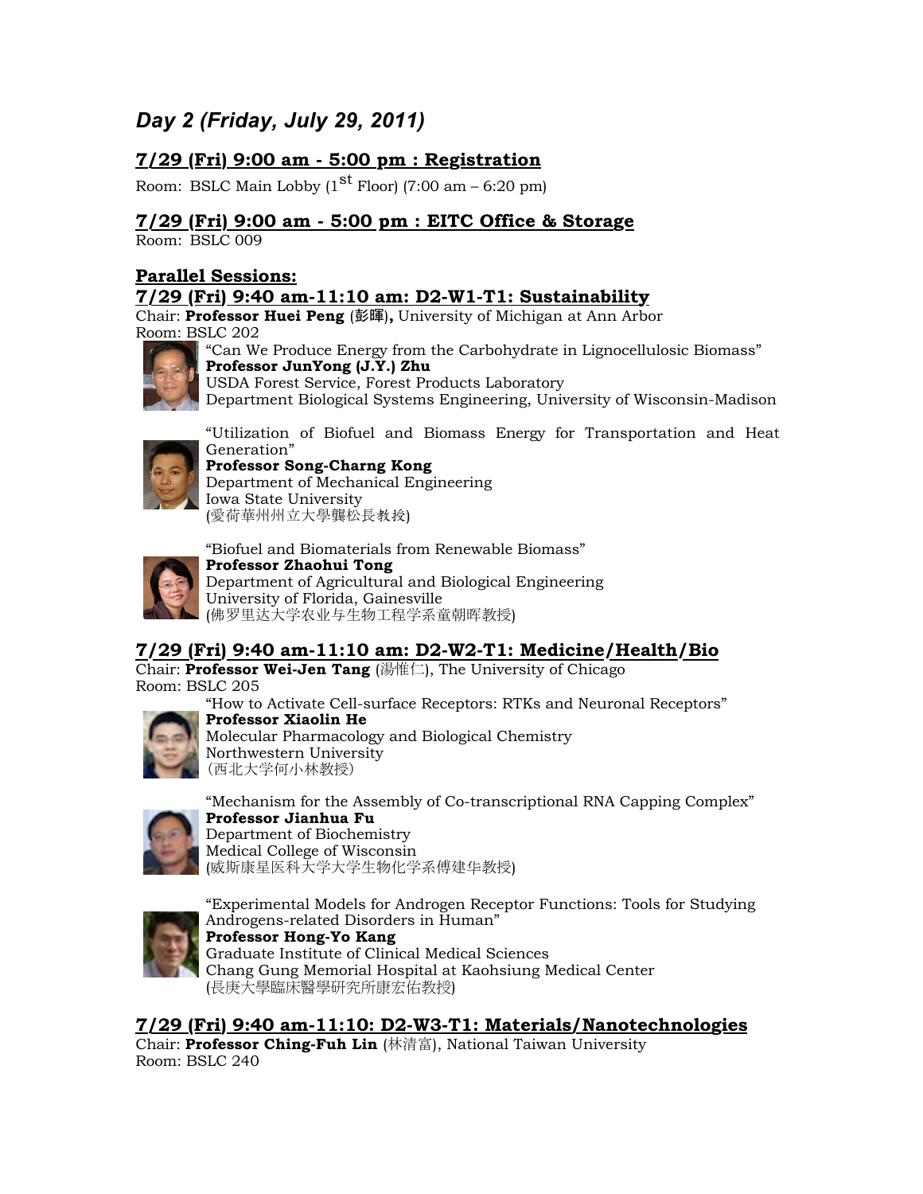## *Day 2 (Friday, July 29, 2011)*

### 7/29 (Fri) 9:00 am - 5:00 pm : Registration

Room: BSLC Main Lobby (1st Floor) (7:00 am – 6:20 pm)

### 7/29 (Fri) 9:00 am - 5:00 pm : EITC Office & Storage

Room: BSLC 009

### Parallel Sessions:

### 7/29 (Fri) 9:40 am-11:10 am: D2-W1-T1: Sustainability

Chair: **Professor Huei Peng** (彭暉)**,** University of Michigan at Ann Arbor
Room: BSLC 202

"Can We Produce Energy from the Carbohydrate in Lignocellulosic Biomass"
**Professor JunYong (J.Y.) Zhu**
USDA Forest Service, Forest Products Laboratory
Department Biological Systems Engineering, University of Wisconsin-Madison

"Utilization of Biofuel and Biomass Energy for Transportation and Heat Generation"
**Professor Song-Charng Kong**
Department of Mechanical Engineering
Iowa State University
(愛荷華州州立大學龔松長教授)

"Biofuel and Biomaterials from Renewable Biomass"
**Professor Zhaohui Tong**
Department of Agricultural and Biological Engineering
University of Florida, Gainesville
(佛罗里达大学农业与生物工程学系童朝晖教授)

### 7/29 (Fri) 9:40 am-11:10 am: D2-W2-T1: Medicine/Health/Bio

Chair: **Professor Wei-Jen Tang** (湯惟仁), The University of Chicago
Room: BSLC 205

"How to Activate Cell-surface Receptors: RTKs and Neuronal Receptors"
**Professor Xiaolin He**
Molecular Pharmacology and Biological Chemistry
Northwestern University
（西北大学何小林教授）

"Mechanism for the Assembly of Co-transcriptional RNA Capping Complex"
**Professor Jianhua Fu**
Department of Biochemistry
Medical College of Wisconsin
(威斯康星医科大学大学生物化学系傅建华教授)

"Experimental Models for Androgen Receptor Functions: Tools for Studying Androgens-related Disorders in Human"
**Professor Hong-Yo Kang**
Graduate Institute of Clinical Medical Sciences
Chang Gung Memorial Hospital at Kaohsiung Medical Center
(長庚大學臨床醫學研究所康宏佑教授)

### 7/29 (Fri) 9:40 am-11:10: D2-W3-T1: Materials/Nanotechnologies

Chair: **Professor Ching-Fuh Lin** (林清富), National Taiwan University
Room: BSLC 240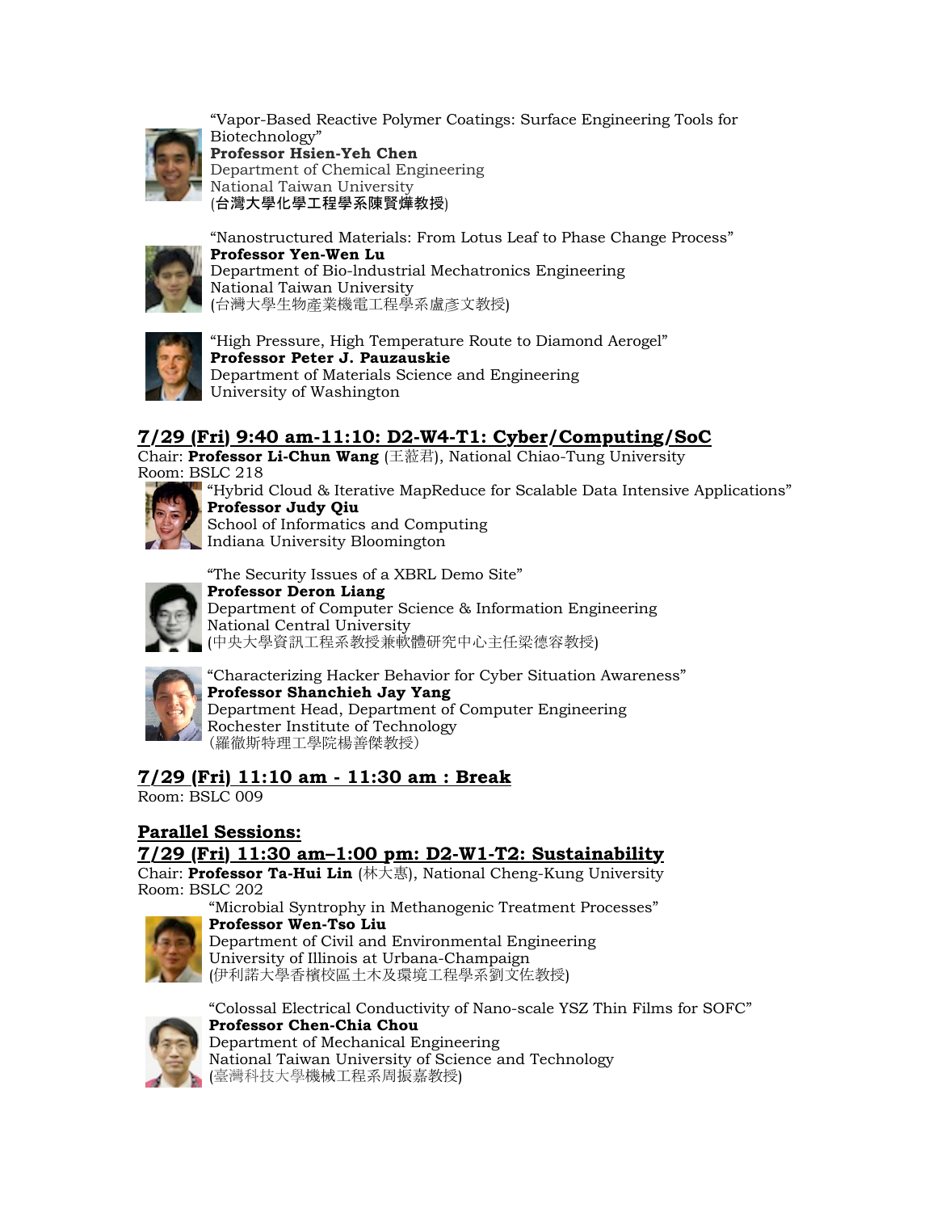"Vapor-Based Reactive Polymer Coatings: Surface Engineering Tools for Biotechnology"
**Professor Hsien-Yeh Chen**
Department of Chemical Engineering
National Taiwan University
(**台灣大學化學工程學系陳賢燁教授**)

"Nanostructured Materials: From Lotus Leaf to Phase Change Process"
**Professor Yen-Wen Lu**
Department of Bio-lndustrial Mechatronics Engineering
National Taiwan University
(台灣大學生物產業機電工程學系盧彥文教授)

"High Pressure, High Temperature Route to Diamond Aerogel"
**Professor Peter J. Pauzauskie**
Department of Materials Science and Engineering
University of Washington

## 7/29 (Fri) 9:40 am-11:10: D2-W4-T1: Cyber/Computing/SoC

Chair: **Professor Li-Chun Wang** (王蒞君), National Chiao-Tung University
Room: BSLC 218

"Hybrid Cloud & Iterative MapReduce for Scalable Data Intensive Applications"
**Professor Judy Qiu**
School of Informatics and Computing
Indiana University Bloomington

"The Security Issues of a XBRL Demo Site"
**Professor Deron Liang**
Department of Computer Science & Information Engineering
National Central University
(中央大學資訊工程系教授兼軟體研究中心主任梁德容教授)

"Characterizing Hacker Behavior for Cyber Situation Awareness"
**Professor Shanchieh Jay Yang**
Department Head, Department of Computer Engineering
Rochester Institute of Technology
(羅徹斯特理工學院楊善傑教授)

## 7/29 (Fri) 11:10 am - 11:30 am : Break

Room: BSLC 009

## Parallel Sessions:

## 7/29 (Fri) 11:30 am–1:00 pm: D2-W1-T2: Sustainability

Chair: **Professor Ta-Hui Lin** (林大惠), National Cheng-Kung University
Room: BSLC 202

"Microbial Syntrophy in Methanogenic Treatment Processes"
**Professor Wen-Tso Liu**
Department of Civil and Environmental Engineering
University of Illinois at Urbana-Champaign
(伊利諾大學香檳校區土木及環境工程學系劉文佐教授)

"Colossal Electrical Conductivity of Nano-scale YSZ Thin Films for SOFC"
**Professor Chen-Chia Chou**
Department of Mechanical Engineering
National Taiwan University of Science and Technology
(臺灣科技大學機械工程系周振嘉教授)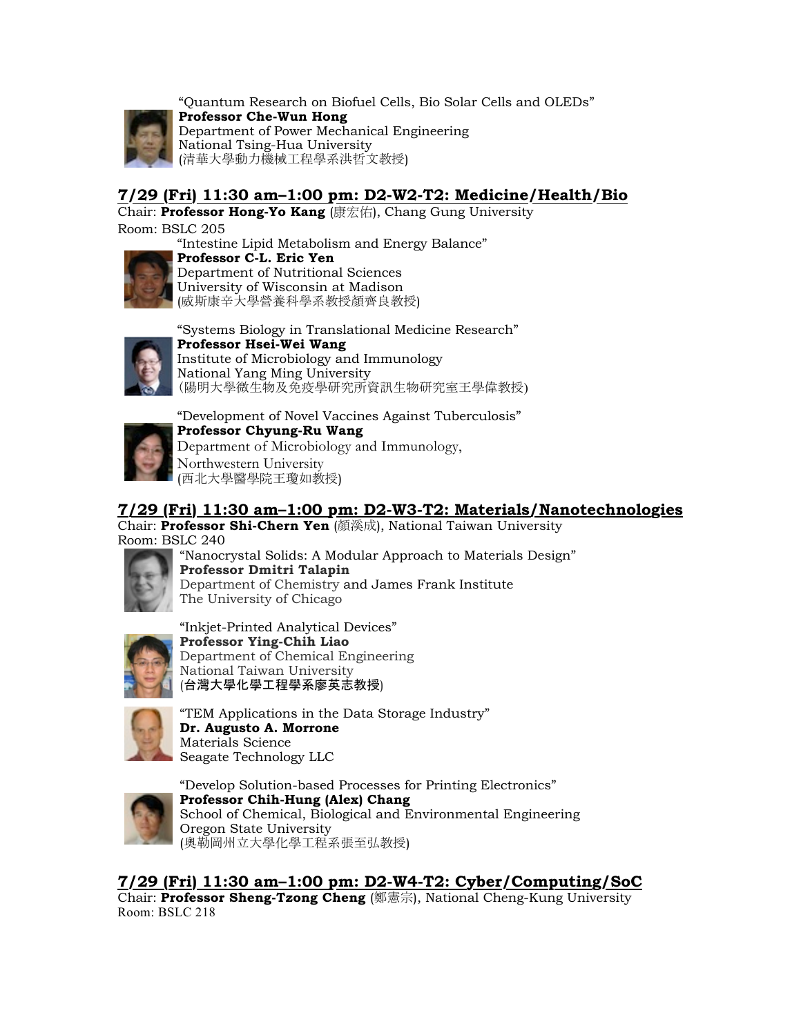"Quantum Research on Biofuel Cells, Bio Solar Cells and OLEDs"
**Professor Che-Wun Hong**
Department of Power Mechanical Engineering
National Tsing-Hua University
(清華大學動力機械工程學系洪哲文教授)

## 7/29 (Fri) 11:30 am–1:00 pm: D2-W2-T2: Medicine/Health/Bio

Chair: **Professor Hong-Yo Kang** (康宏佑), Chang Gung University
Room: BSLC 205

"Intestine Lipid Metabolism and Energy Balance"
**Professor C-L. Eric Yen**
Department of Nutritional Sciences
University of Wisconsin at Madison
(威斯康辛大學營養科學系教授顏齊良教授)

"Systems Biology in Translational Medicine Research"
**Professor Hsei-Wei Wang**
Institute of Microbiology and Immunology
National Yang Ming University
(陽明大學微生物及免疫學研究所資訊生物研究室王學偉教授)

"Development of Novel Vaccines Against Tuberculosis"
**Professor Chyung-Ru Wang**
Department of Microbiology and Immunology,
Northwestern University
(西北大學醫學院王瓊如教授)

## 7/29 (Fri) 11:30 am–1:00 pm: D2-W3-T2: Materials/Nanotechnologies

Chair: **Professor Shi-Chern Yen** (顏溪成), National Taiwan University
Room: BSLC 240

"Nanocrystal Solids: A Modular Approach to Materials Design"
**Professor Dmitri Talapin**
Department of Chemistry and James Frank Institute
The University of Chicago

"Inkjet-Printed Analytical Devices"
**Professor Ying-Chih Liao**
Department of Chemical Engineering
National Taiwan University
(**台灣大學化學工程學系廖英志教授**)

"TEM Applications in the Data Storage Industry"
**Dr. Augusto A. Morrone**
Materials Science
Seagate Technology LLC

"Develop Solution-based Processes for Printing Electronics"
**Professor Chih-Hung (Alex) Chang**
School of Chemical, Biological and Environmental Engineering
Oregon State University
(奧勒岡州立大學化學工程系張至弘教授)

## 7/29 (Fri) 11:30 am–1:00 pm: D2-W4-T2: Cyber/Computing/SoC

Chair: **Professor Sheng-Tzong Cheng** (鄭憲宗), National Cheng-Kung University
Room: BSLC 218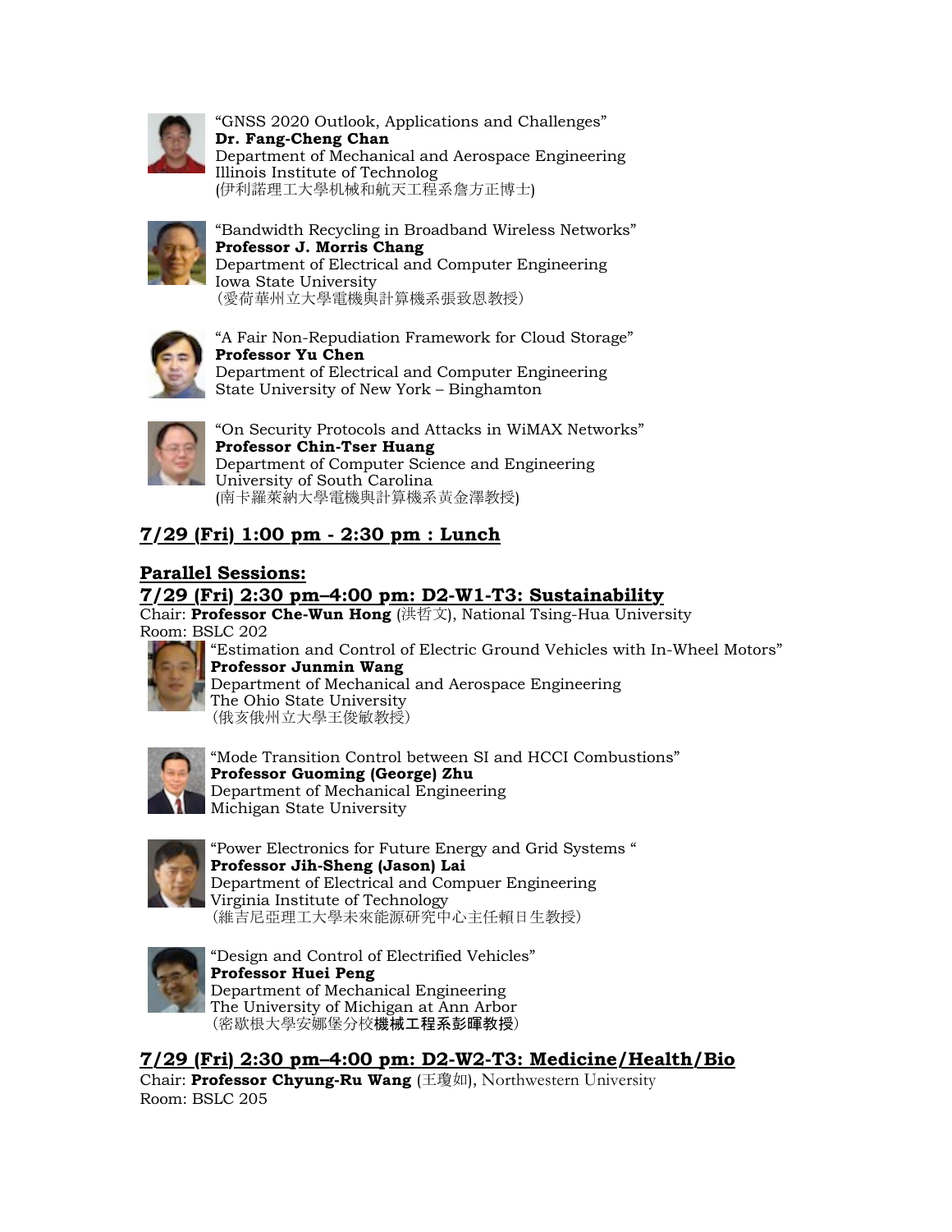"GNSS 2020 Outlook, Applications and Challenges"
**Dr. Fang-Cheng Chan**
Department of Mechanical and Aerospace Engineering
Illinois Institute of Technolog
(伊利諾理工大學机械和航天工程系詹方正博士)

"Bandwidth Recycling in Broadband Wireless Networks"
**Professor J. Morris Chang**
Department of Electrical and Computer Engineering
Iowa State University
(愛荷華州立大學電機與計算機系張致恩教授)

"A Fair Non-Repudiation Framework for Cloud Storage"
**Professor Yu Chen**
Department of Electrical and Computer Engineering
State University of New York – Binghamton

"On Security Protocols and Attacks in WiMAX Networks"
**Professor Chin-Tser Huang**
Department of Computer Science and Engineering
University of South Carolina
(南卡羅萊納大學電機與計算機系黃金澤教授)

## 7/29 (Fri) 1:00 pm - 2:30 pm : Lunch

## Parallel Sessions:

## 7/29 (Fri) 2:30 pm–4:00 pm: D2-W1-T3: Sustainability

Chair: **Professor Che-Wun Hong** (洪哲文), National Tsing-Hua University
Room: BSLC 202

"Estimation and Control of Electric Ground Vehicles with In-Wheel Motors"
**Professor Junmin Wang**
Department of Mechanical and Aerospace Engineering
The Ohio State University
(俄亥俄州立大學王俊敏教授)

"Mode Transition Control between SI and HCCI Combustions"
**Professor Guoming (George) Zhu**
Department of Mechanical Engineering
Michigan State University

"Power Electronics for Future Energy and Grid Systems "
**Professor Jih-Sheng (Jason) Lai**
Department of Electrical and Compuer Engineering
Virginia Institute of Technology
(維吉尼亞理工大學未來能源研究中心主任賴日生教授)

"Design and Control of Electrified Vehicles"
**Professor Huei Peng**
Department of Mechanical Engineering
The University of Michigan at Ann Arbor
(密歇根大學安娜堡分校**機械工程系彭暉教授**)

## 7/29 (Fri) 2:30 pm–4:00 pm: D2-W2-T3: Medicine/Health/Bio

Chair: **Professor Chyung-Ru Wang** (王瓊如), Northwestern University
Room: BSLC 205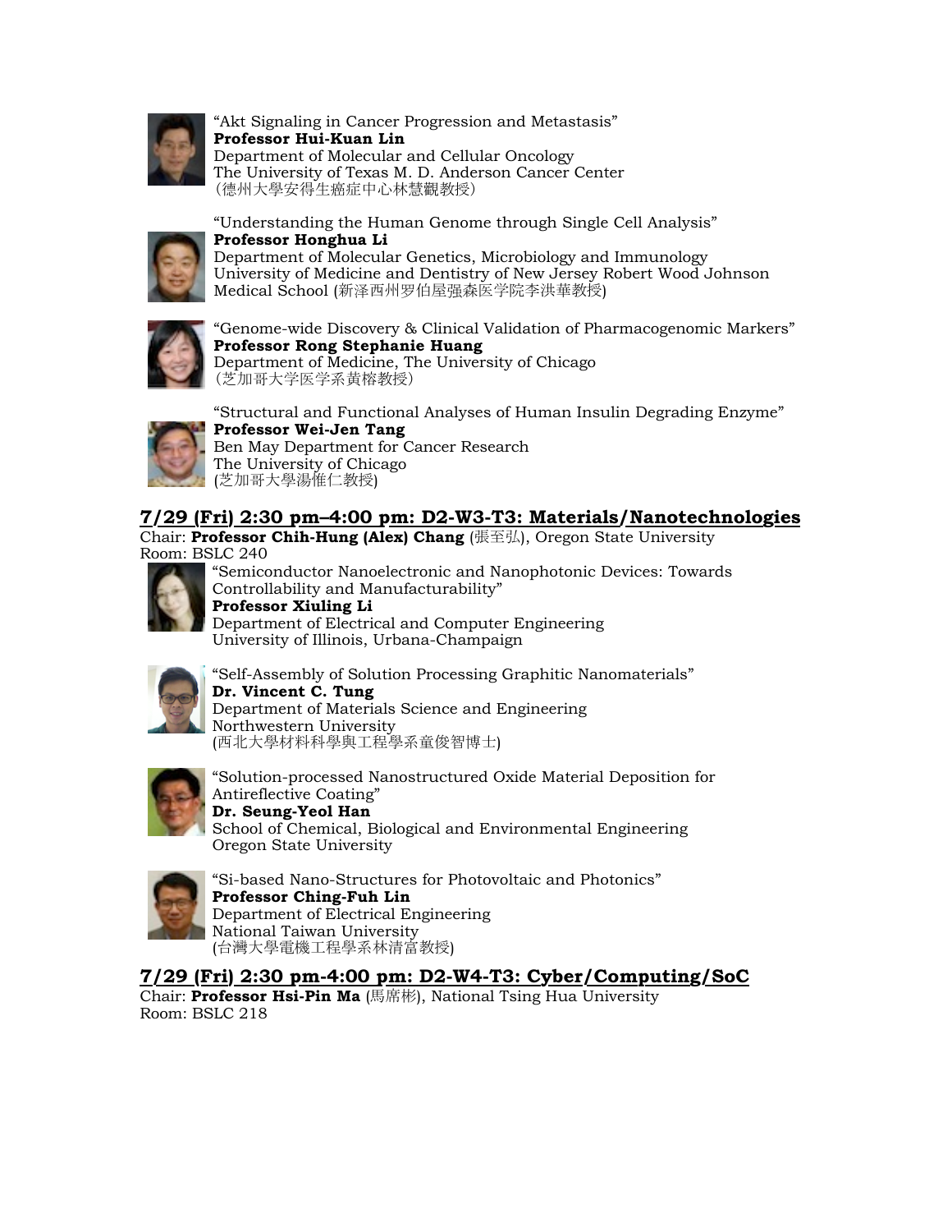"Akt Signaling in Cancer Progression and Metastasis"
**Professor Hui-Kuan Lin**
Department of Molecular and Cellular Oncology
The University of Texas M. D. Anderson Cancer Center
(德州大學安得生癌症中心林慧觀教授)

"Understanding the Human Genome through Single Cell Analysis"
**Professor Honghua Li**
Department of Molecular Genetics, Microbiology and Immunology
University of Medicine and Dentistry of New Jersey Robert Wood Johnson Medical School (新泽西州罗伯屋强森医学院李洪華教授)

"Genome-wide Discovery & Clinical Validation of Pharmacogenomic Markers"
**Professor Rong Stephanie Huang**
Department of Medicine, The University of Chicago
(芝加哥大学医学系黄榕教授)

"Structural and Functional Analyses of Human Insulin Degrading Enzyme"
**Professor Wei-Jen Tang**
Ben May Department for Cancer Research
The University of Chicago
(芝加哥大學湯惟仁教授)

## 7/29 (Fri) 2:30 pm–4:00 pm: D2-W3-T3: Materials/Nanotechnologies

Chair: **Professor Chih-Hung (Alex) Chang** (張至弘), Oregon State University
Room: BSLC 240

"Semiconductor Nanoelectronic and Nanophotonic Devices: Towards Controllability and Manufacturability"
**Professor Xiuling Li**
Department of Electrical and Computer Engineering
University of Illinois, Urbana-Champaign

"Self-Assembly of Solution Processing Graphitic Nanomaterials"
**Dr. Vincent C. Tung**
Department of Materials Science and Engineering
Northwestern University
(西北大學材料科學與工程學系童俊智博士)

"Solution-processed Nanostructured Oxide Material Deposition for Antireflective Coating"
**Dr. Seung-Yeol Han**
School of Chemical, Biological and Environmental Engineering
Oregon State University

"Si-based Nano-Structures for Photovoltaic and Photonics"
**Professor Ching-Fuh Lin**
Department of Electrical Engineering
National Taiwan University
(台灣大學電機工程學系林清富教授)

## 7/29 (Fri) 2:30 pm-4:00 pm: D2-W4-T3: Cyber/Computing/SoC

Chair: **Professor Hsi-Pin Ma** (馬席彬), National Tsing Hua University
Room: BSLC 218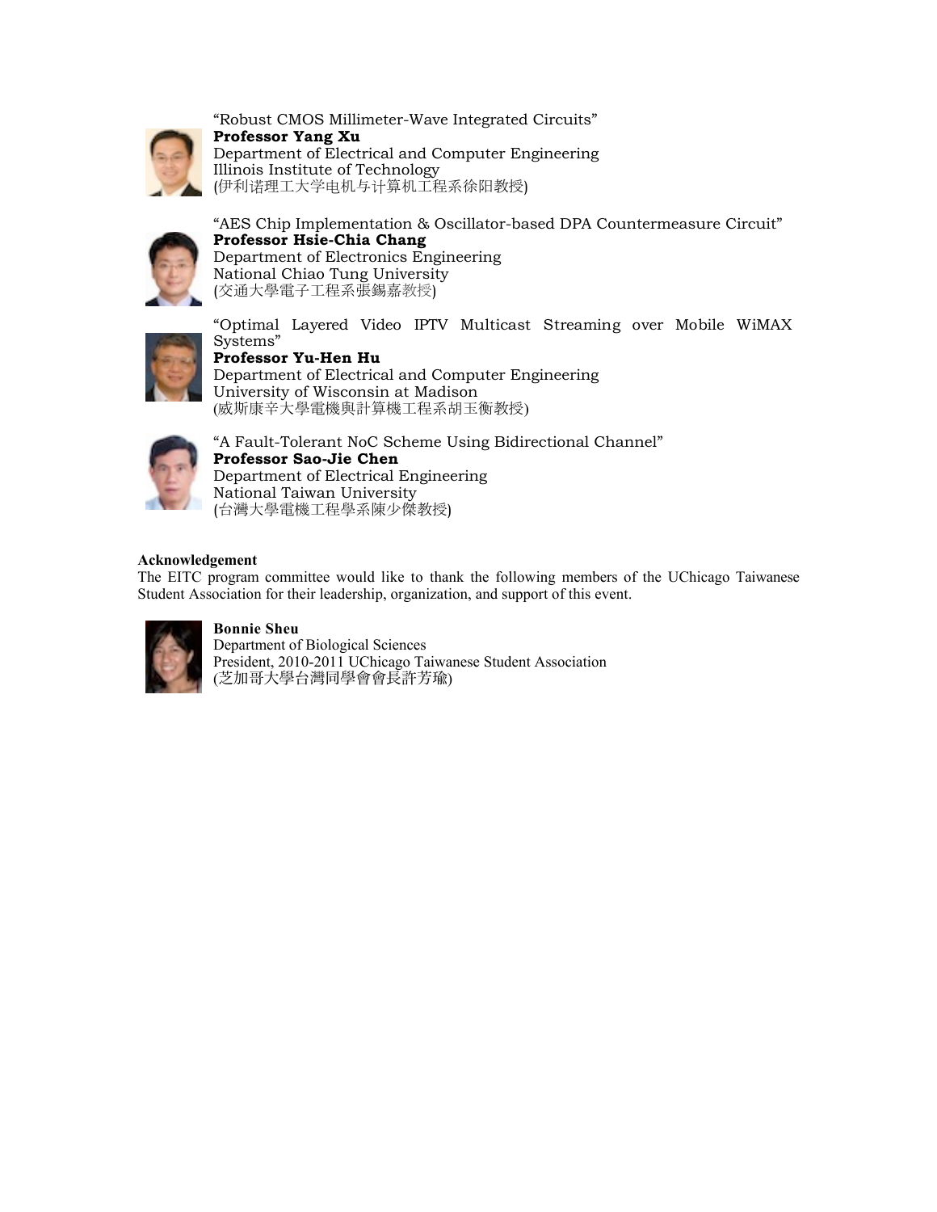"Robust CMOS Millimeter-Wave Integrated Circuits"
**Professor Yang Xu**
Department of Electrical and Computer Engineering
Illinois Institute of Technology
(伊利诺理工大学电机与计算机工程系徐阳教授)

"AES Chip Implementation & Oscillator-based DPA Countermeasure Circuit"
**Professor Hsie-Chia Chang**
Department of Electronics Engineering
National Chiao Tung University
(交通大學電子工程系張錫嘉教授)

"Optimal Layered Video IPTV Multicast Streaming over Mobile WiMAX Systems"
**Professor Yu-Hen Hu**
Department of Electrical and Computer Engineering
University of Wisconsin at Madison
(威斯康辛大學電機與計算機工程系胡玉衡教授)

"A Fault-Tolerant NoC Scheme Using Bidirectional Channel"
**Professor Sao-Jie Chen**
Department of Electrical Engineering
National Taiwan University
(台灣大學電機工程學系陳少傑教授)

**Acknowledgement**

The EITC program committee would like to thank the following members of the UChicago Taiwanese Student Association for their leadership, organization, and support of this event.

**Bonnie Sheu**
Department of Biological Sciences
President, 2010-2011 UChicago Taiwanese Student Association
(芝加哥大學台灣同學會會長許芳瑜)